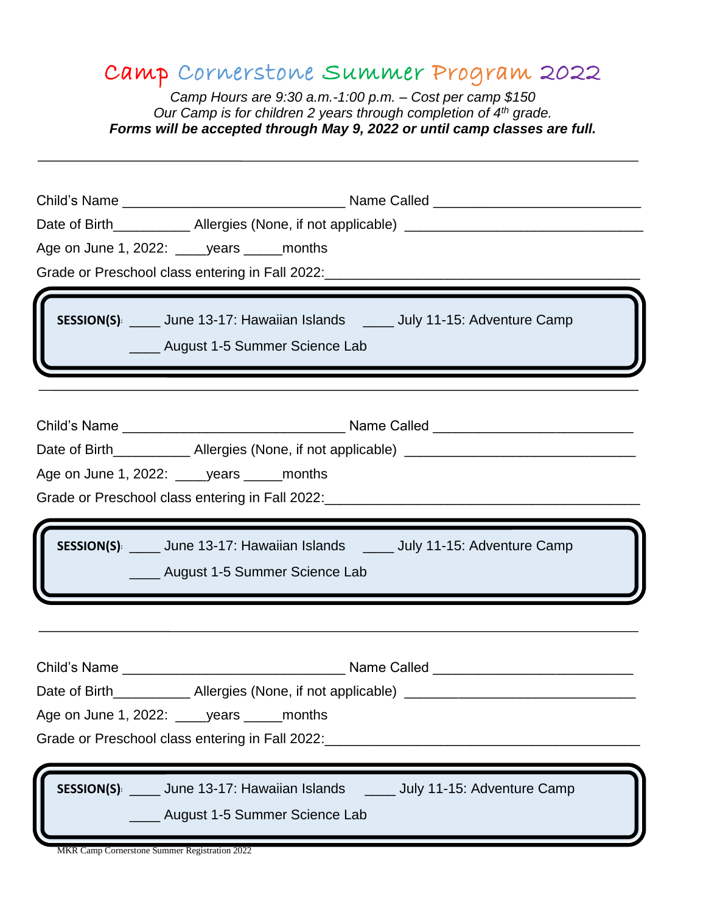# Camp Cornerstone Summer Program 2022

*Camp Hours are 9:30 a.m.-1:00 p.m. – Cost per camp $150*
*Our Camp is for children 2 years through completion of 4th grade.*
***Forms will be accepted through May 9, 2022 or until camp classes are full.***

---

Child's Name ____________________________ Name Called __________________________

Date of Birth__________ Allergies (None, if not applicable) ______________________________

Age on June 1, 2022: ____years _____months

Grade or Preschool class entering in Fall 2022:________________________________________

**SESSION(S)**: ____ June 13-17: Hawaiian Islands ____ July 11-15: Adventure Camp

____ August 1-5 Summer Science Lab

---

Child's Name ____________________________ Name Called __________________________

Date of Birth__________ Allergies (None, if not applicable) ______________________________

Age on June 1, 2022: ____years _____months

Grade or Preschool class entering in Fall 2022:________________________________________

**SESSION(S)**: ____ June 13-17: Hawaiian Islands ____ July 11-15: Adventure Camp

____ August 1-5 Summer Science Lab

---

Child's Name ____________________________ Name Called __________________________

Date of Birth__________ Allergies (None, if not applicable) ______________________________

Age on June 1, 2022: ____years _____months

Grade or Preschool class entering in Fall 2022:________________________________________

**SESSION(S)**: ____ June 13-17: Hawaiian Islands ____ July 11-15: Adventure Camp

____ August 1-5 Summer Science Lab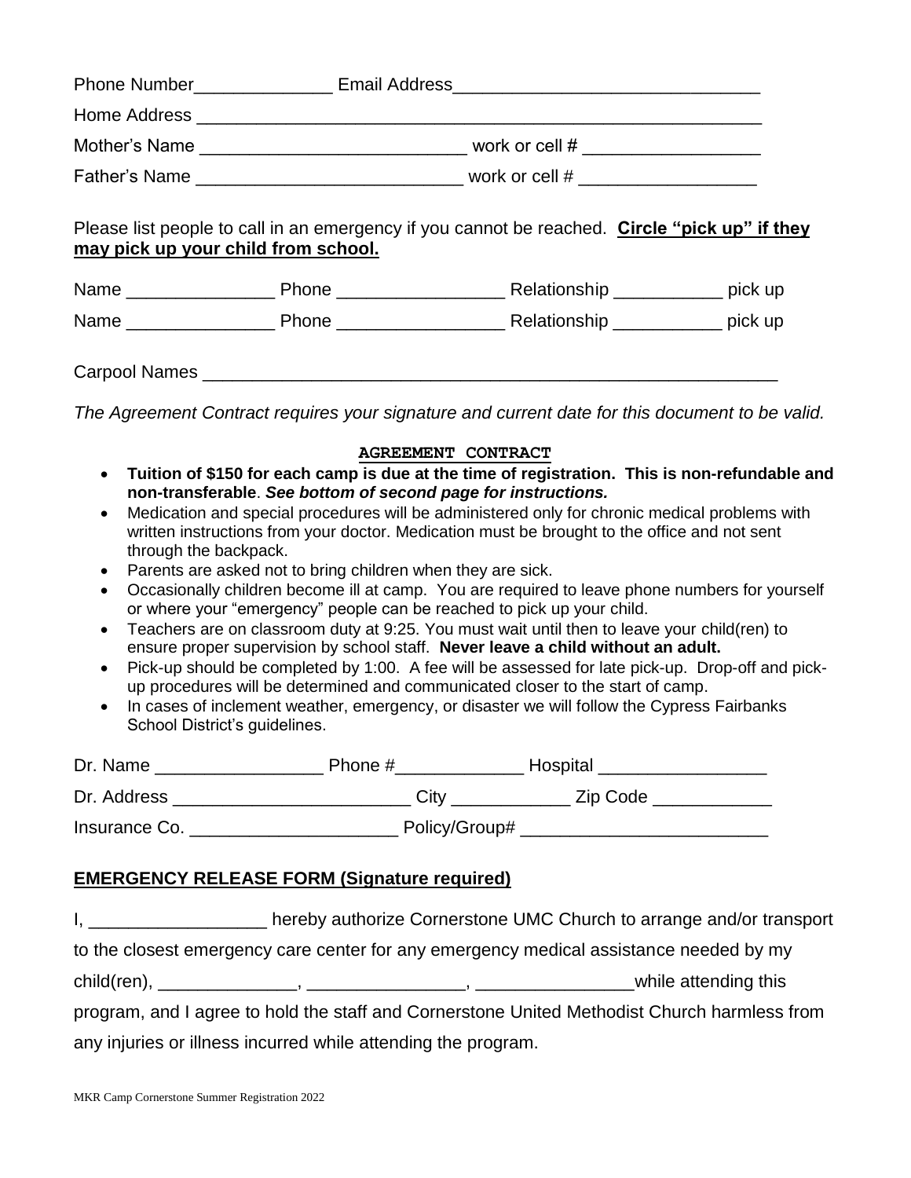Phone Number______________ Email Address______________________________

Home Address ___________________________________________________________

Mother's Name ___________________________ work or cell # __________________

Father's Name ___________________________ work or cell # __________________

Please list people to call in an emergency if you cannot be reached. **Circle "pick up" if they may pick up your child from school.**

Name _______________ Phone _________________ Relationship ___________ pick up

Name _______________ Phone _________________ Relationship ___________ pick up

Carpool Names ___________________________________________________________

*The Agreement Contract requires your signature and current date for this document to be valid.*

**AGREEMENT CONTRACT**

- **Tuition of $150 for each camp is due at the time of registration. This is non-refundable and non-transferable**. ***See bottom of second page for instructions.***
- Medication and special procedures will be administered only for chronic medical problems with written instructions from your doctor. Medication must be brought to the office and not sent through the backpack.
- Parents are asked not to bring children when they are sick.
- Occasionally children become ill at camp. You are required to leave phone numbers for yourself or where your "emergency" people can be reached to pick up your child.
- Teachers are on classroom duty at 9:25. You must wait until then to leave your child(ren) to ensure proper supervision by school staff. **Never leave a child without an adult.**
- Pick-up should be completed by 1:00. A fee will be assessed for late pick-up. Drop-off and pick-up procedures will be determined and communicated closer to the start of camp.
- In cases of inclement weather, emergency, or disaster we will follow the Cypress Fairbanks School District's guidelines.

Dr. Name _________________ Phone #_____________ Hospital _________________

Dr. Address ________________________ City ____________ Zip Code ____________

Insurance Co. _____________________ Policy/Group# _________________________

## EMERGENCY RELEASE FORM (Signature required)

I, __________________ hereby authorize Cornerstone UMC Church to arrange and/or transport to the closest emergency care center for any emergency medical assistance needed by my child(ren), ______________, ________________, ________________while attending this program, and I agree to hold the staff and Cornerstone United Methodist Church harmless from any injuries or illness incurred while attending the program.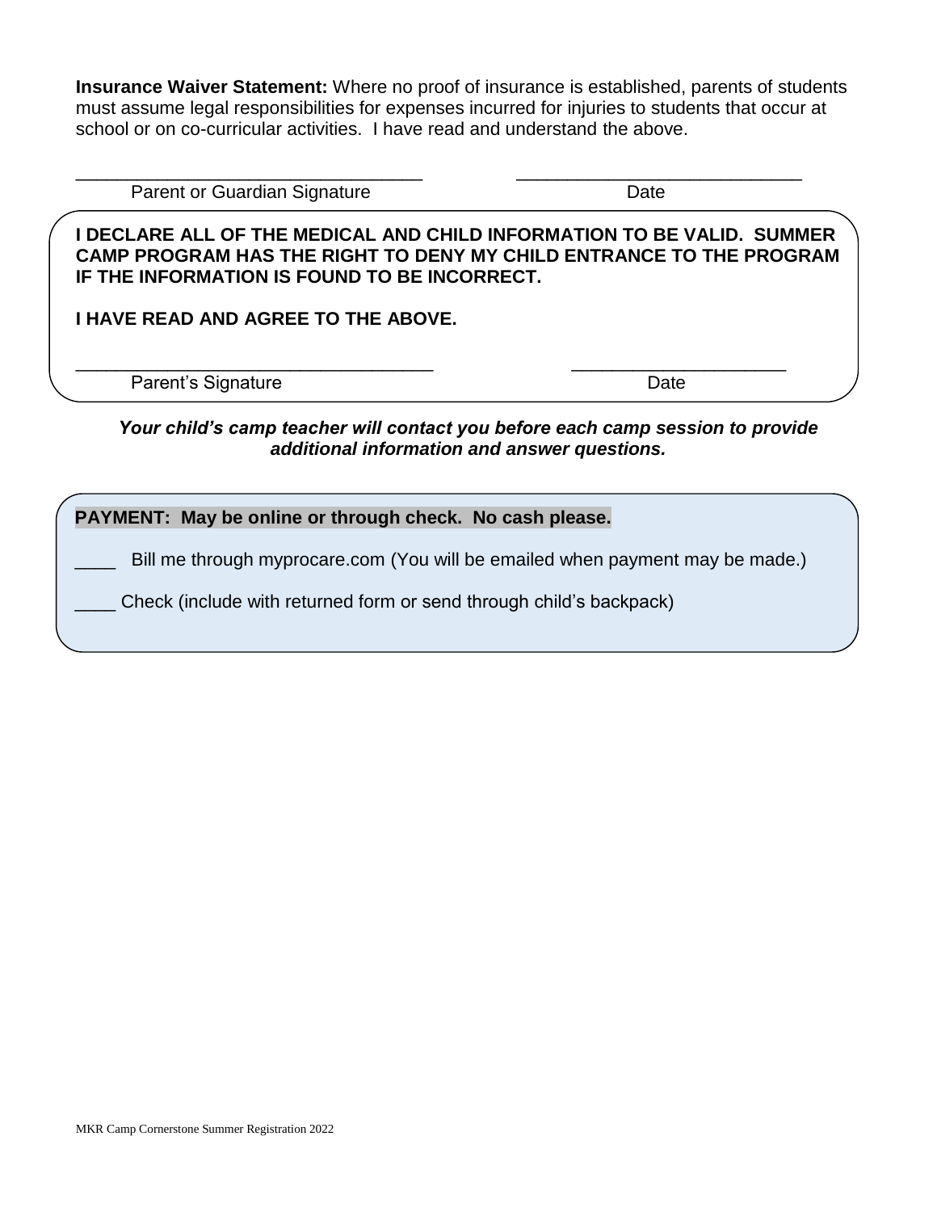**Insurance Waiver Statement:** Where no proof of insurance is established, parents of students must assume legal responsibilities for expenses incurred for injuries to students that occur at school or on co-curricular activities. I have read and understand the above.

_________________________________ _____________________________

Parent or Guardian Signature Date

**I DECLARE ALL OF THE MEDICAL AND CHILD INFORMATION TO BE VALID. SUMMER CAMP PROGRAM HAS THE RIGHT TO DENY MY CHILD ENTRANCE TO THE PROGRAM IF THE INFORMATION IS FOUND TO BE INCORRECT.**

**I HAVE READ AND AGREE TO THE ABOVE.**

__________________________________ _____________________

Parent's Signature Date

***Your child's camp teacher will contact you before each camp session to provide additional information and answer questions.***

**PAYMENT: May be online or through check. No cash please.**

____ Bill me through myprocare.com (You will be emailed when payment may be made.)

____ Check (include with returned form or send through child's backpack)

MKR Camp Cornerstone Summer Registration 2022